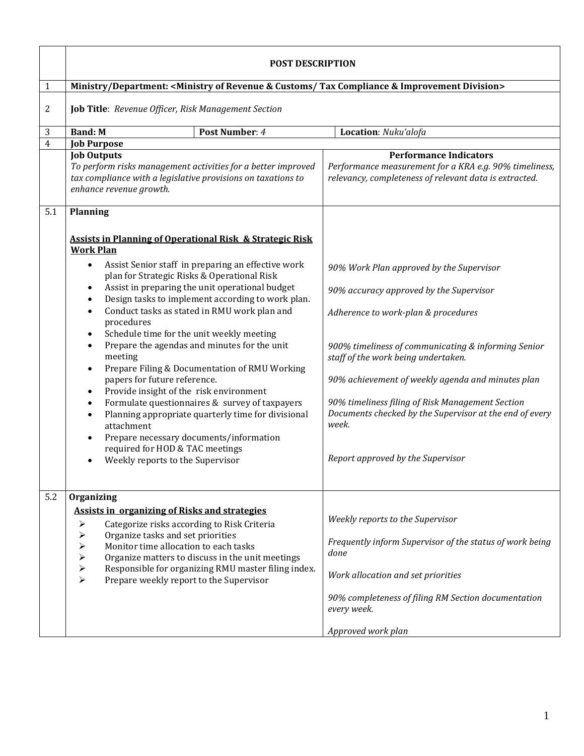| | **POST DESCRIPTION** | | |
|---|---|---|---|
| 1 | **Ministry/Department: <Ministry of Revenue & Customs/ Tax Compliance & Improvement Division>** | | |
| 2 | **Job Title**: *Revenue Officer, Risk Management Section* | | |
| 3 | **Band: M** | **Post Number**: *4* | **Location**: *Nuku'alofa* |
| 4 | **Job Purpose** | | |
| | **Job Outputs**<br>*To perform risks management activities for a better improved tax compliance with a legislative provisions on taxations to enhance revenue growth.* | **Performance Indicators**<br>*Performance measurement for a KRA e.g. 90% timeliness, relevancy, completeness of relevant data is extracted.* | |
| 5.1 | **Planning**<br><br>**<u>Assists in Planning of Operational Risk & Strategic Risk Work Plan</u>**<br>• Assist Senior staff in preparing an effective work plan for Strategic Risks & Operational Risk<br>• Assist in preparing the unit operational budget<br>• Design tasks to implement according to work plan.<br>• Conduct tasks as stated in RMU work plan and procedures<br>• Schedule time for the unit weekly meeting<br>• Prepare the agendas and minutes for the unit meeting<br>• Prepare Filing & Documentation of RMU Working papers for future reference.<br>• Provide insight of the risk environment<br>• Formulate questionnaires & survey of taxpayers<br>• Planning appropriate quarterly time for divisional attachment<br>• Prepare necessary documents/information required for HOD & TAC meetings<br>• Weekly reports to the Supervisor | *90% Work Plan approved by the Supervisor*<br><br>*90% accuracy approved by the Supervisor*<br><br>*Adherence to work-plan & procedures*<br><br>*900% timeliness of communicating & informing Senior staff of the work being undertaken.*<br><br>*90% achievement of weekly agenda and minutes plan*<br><br>*90% timeliness filing of Risk Management Section Documents checked by the Supervisor at the end of every week.*<br><br>*Report approved by the Supervisor* | |
| 5.2 | **Organizing**<br>**<u>Assists in organizing of Risks and strategies</u>**<br>➢ Categorize risks according to Risk Criteria<br>➢ Organize tasks and set priorities<br>➢ Monitor time allocation to each tasks<br>➢ Organize matters to discuss in the unit meetings<br>➢ Responsible for organizing RMU master filing index.<br>➢ Prepare weekly report to the Supervisor | *Weekly reports to the Supervisor*<br><br>*Frequently inform Supervisor of the status of work being done*<br><br>*Work allocation and set priorities*<br><br>*90% completeness of filing RM Section documentation every week.*<br><br>*Approved work plan* | |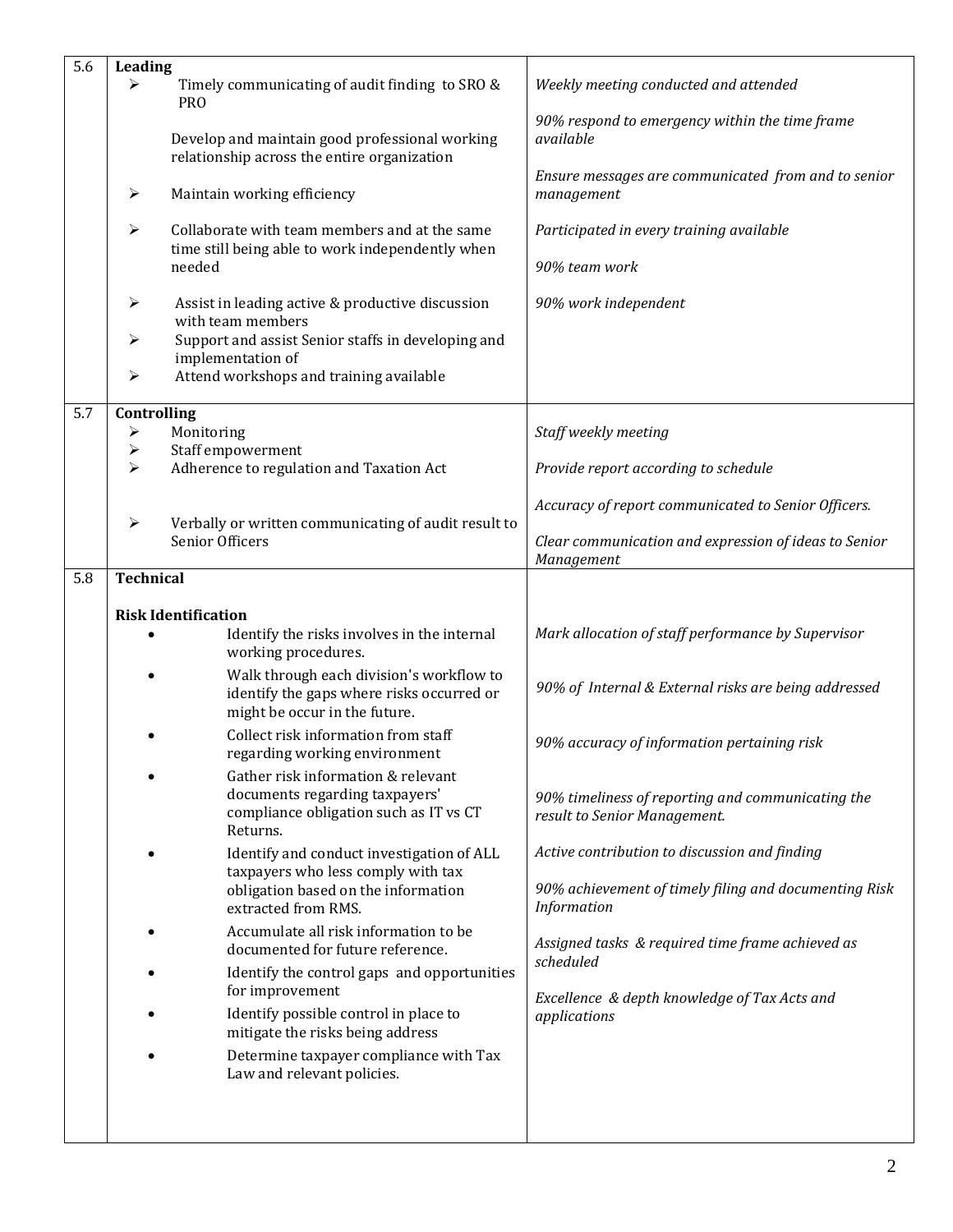| | | |
|---|---|---|
| 5.6 | **Leading**<br>➢ Timely communicating of audit finding to SRO & PRO<br><br>Develop and maintain good professional working relationship across the entire organization<br><br>➢ Maintain working efficiency<br><br>➢ Collaborate with team members and at the same time still being able to work independently when needed<br><br>➢ Assist in leading active & productive discussion with team members<br>➢ Support and assist Senior staffs in developing and implementation of<br>➢ Attend workshops and training available | *Weekly meeting conducted and attended*<br><br>*90% respond to emergency within the time frame available*<br><br>*Ensure messages are communicated from and to senior management*<br><br>*Participated in every training available*<br><br>*90% team work*<br><br>*90% work independent* |
| 5.7 | **Controlling**<br>➢ Monitoring<br>➢ Staff empowerment<br>➢ Adherence to regulation and Taxation Act<br><br>➢ Verbally or written communicating of audit result to Senior Officers | *Staff weekly meeting*<br><br>*Provide report according to schedule*<br><br>*Accuracy of report communicated to Senior Officers.*<br><br>*Clear communication and expression of ideas to Senior Management* |
| 5.8 | **Technical**<br><br>**Risk Identification**<br>• Identify the risks involves in the internal working procedures.<br>• Walk through each division's workflow to identify the gaps where risks occurred or might be occur in the future.<br>• Collect risk information from staff regarding working environment<br>• Gather risk information & relevant documents regarding taxpayers' compliance obligation such as IT vs CT Returns.<br>• Identify and conduct investigation of ALL taxpayers who less comply with tax obligation based on the information extracted from RMS.<br>• Accumulate all risk information to be documented for future reference.<br>• Identify the control gaps and opportunities for improvement<br>• Identify possible control in place to mitigate the risks being address<br>• Determine taxpayer compliance with Tax Law and relevant policies. | *Mark allocation of staff performance by Supervisor*<br><br>*90% of Internal & External risks are being addressed*<br><br>*90% accuracy of information pertaining risk*<br><br>*90% timeliness of reporting and communicating the result to Senior Management.*<br><br>*Active contribution to discussion and finding*<br><br>*90% achievement of timely filing and documenting Risk Information*<br><br>*Assigned tasks & required time frame achieved as scheduled*<br><br>*Excellence & depth knowledge of Tax Acts and applications* |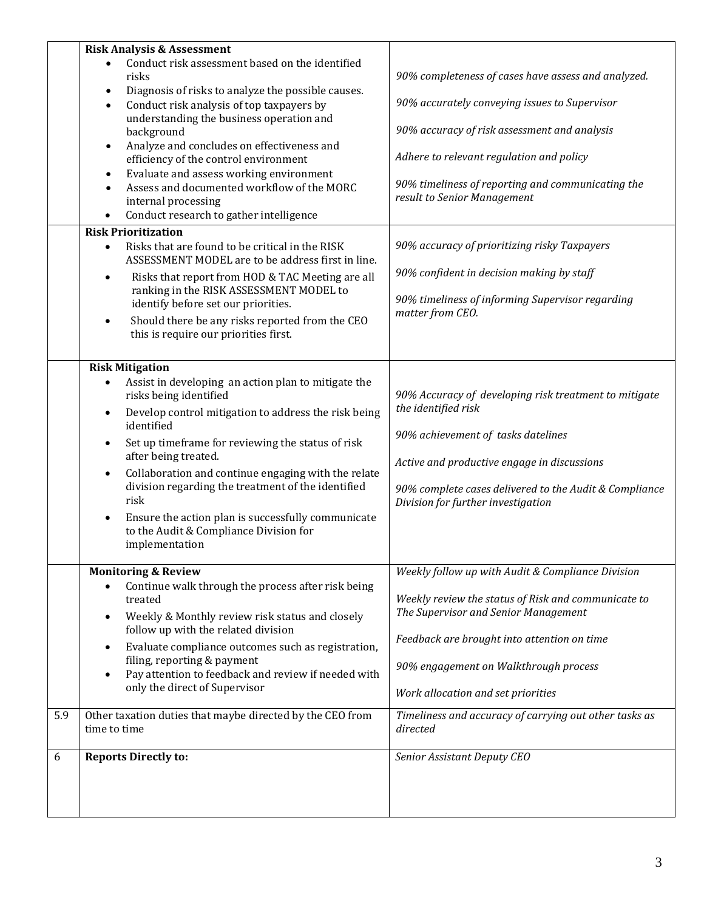| | | |
|---|---|---|
| | **Risk Analysis & Assessment**<br>• Conduct risk assessment based on the identified risks<br>• Diagnosis of risks to analyze the possible causes.<br>• Conduct risk analysis of top taxpayers by understanding the business operation and background<br>• Analyze and concludes on effectiveness and efficiency of the control environment<br>• Evaluate and assess working environment<br>• Assess and documented workflow of the MORC internal processing<br>• Conduct research to gather intelligence | *90% completeness of cases have assess and analyzed.*<br><br>*90% accurately conveying issues to Supervisor*<br><br>*90% accuracy of risk assessment and analysis*<br><br>*Adhere to relevant regulation and policy*<br><br>*90% timeliness of reporting and communicating the result to Senior Management* |
| | **Risk Prioritization**<br>• Risks that are found to be critical in the RISK ASSESSMENT MODEL are to be address first in line.<br>• Risks that report from HOD & TAC Meeting are all ranking in the RISK ASSESSMENT MODEL to identify before set our priorities.<br>• Should there be any risks reported from the CEO this is require our priorities first. | *90% accuracy of prioritizing risky Taxpayers*<br><br>*90% confident in decision making by staff*<br><br>*90% timeliness of informing Supervisor regarding matter from CEO.* |
| | **Risk Mitigation**<br>• Assist in developing an action plan to mitigate the risks being identified<br>• Develop control mitigation to address the risk being identified<br>• Set up timeframe for reviewing the status of risk after being treated.<br>• Collaboration and continue engaging with the relate division regarding the treatment of the identified risk<br>• Ensure the action plan is successfully communicate to the Audit & Compliance Division for implementation | *90% Accuracy of developing risk treatment to mitigate the identified risk*<br><br>*90% achievement of tasks datelines*<br><br>*Active and productive engage in discussions*<br><br>*90% complete cases delivered to the Audit & Compliance Division for further investigation* |
| | **Monitoring & Review**<br>• Continue walk through the process after risk being treated<br>• Weekly & Monthly review risk status and closely follow up with the related division<br>• Evaluate compliance outcomes such as registration, filing, reporting & payment<br>• Pay attention to feedback and review if needed with only the direct of Supervisor | *Weekly follow up with Audit & Compliance Division*<br><br>*Weekly review the status of Risk and communicate to The Supervisor and Senior Management*<br><br>*Feedback are brought into attention on time*<br><br>*90% engagement on Walkthrough process*<br><br>*Work allocation and set priorities* |
| 5.9 | Other taxation duties that maybe directed by the CEO from time to time | *Timeliness and accuracy of carrying out other tasks as directed* |
| 6 | **Reports Directly to:** | *Senior Assistant Deputy CEO* |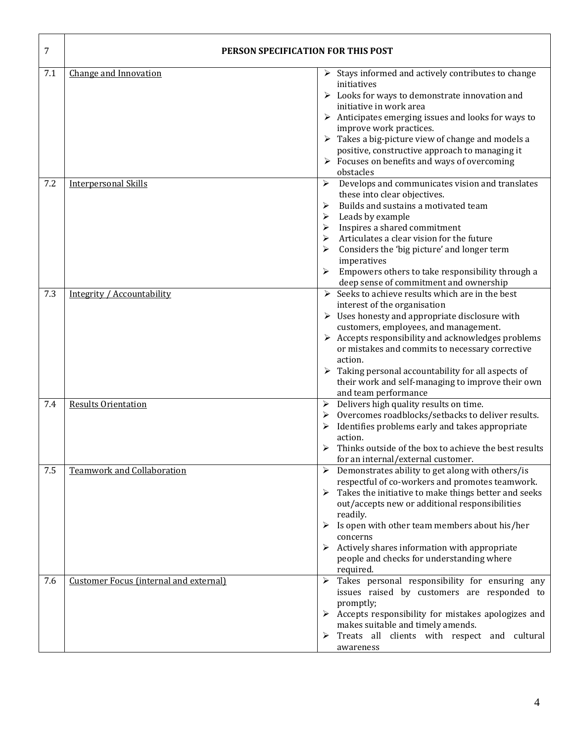| 7 | PERSON SPECIFICATION FOR THIS POST | |
|---|---|---|
| 7.1 | Change and Innovation | ➢ Stays informed and actively contributes to change initiatives<br>➢ Looks for ways to demonstrate innovation and initiative in work area<br>➢ Anticipates emerging issues and looks for ways to improve work practices.<br>➢ Takes a big-picture view of change and models a positive, constructive approach to managing it<br>➢ Focuses on benefits and ways of overcoming obstacles |
| 7.2 | Interpersonal Skills | ➢ Develops and communicates vision and translates these into clear objectives.<br>➢ Builds and sustains a motivated team<br>➢ Leads by example<br>➢ Inspires a shared commitment<br>➢ Articulates a clear vision for the future<br>➢ Considers the 'big picture' and longer term imperatives<br>➢ Empowers others to take responsibility through a deep sense of commitment and ownership |
| 7.3 | Integrity / Accountability | ➢ Seeks to achieve results which are in the best interest of the organisation<br>➢ Uses honesty and appropriate disclosure with customers, employees, and management.<br>➢ Accepts responsibility and acknowledges problems or mistakes and commits to necessary corrective action.<br>➢ Taking personal accountability for all aspects of their work and self-managing to improve their own and team performance |
| 7.4 | Results Orientation | ➢ Delivers high quality results on time.<br>➢ Overcomes roadblocks/setbacks to deliver results.<br>➢ Identifies problems early and takes appropriate action.<br>➢ Thinks outside of the box to achieve the best results for an internal/external customer. |
| 7.5 | Teamwork and Collaboration | ➢ Demonstrates ability to get along with others/is respectful of co-workers and promotes teamwork.<br>➢ Takes the initiative to make things better and seeks out/accepts new or additional responsibilities readily.<br>➢ Is open with other team members about his/her concerns<br>➢ Actively shares information with appropriate people and checks for understanding where required. |
| 7.6 | Customer Focus (internal and external) | ➢ Takes personal responsibility for ensuring any issues raised by customers are responded to promptly;<br>➢ Accepts responsibility for mistakes apologizes and makes suitable and timely amends.<br>➢ Treats all clients with respect and cultural awareness |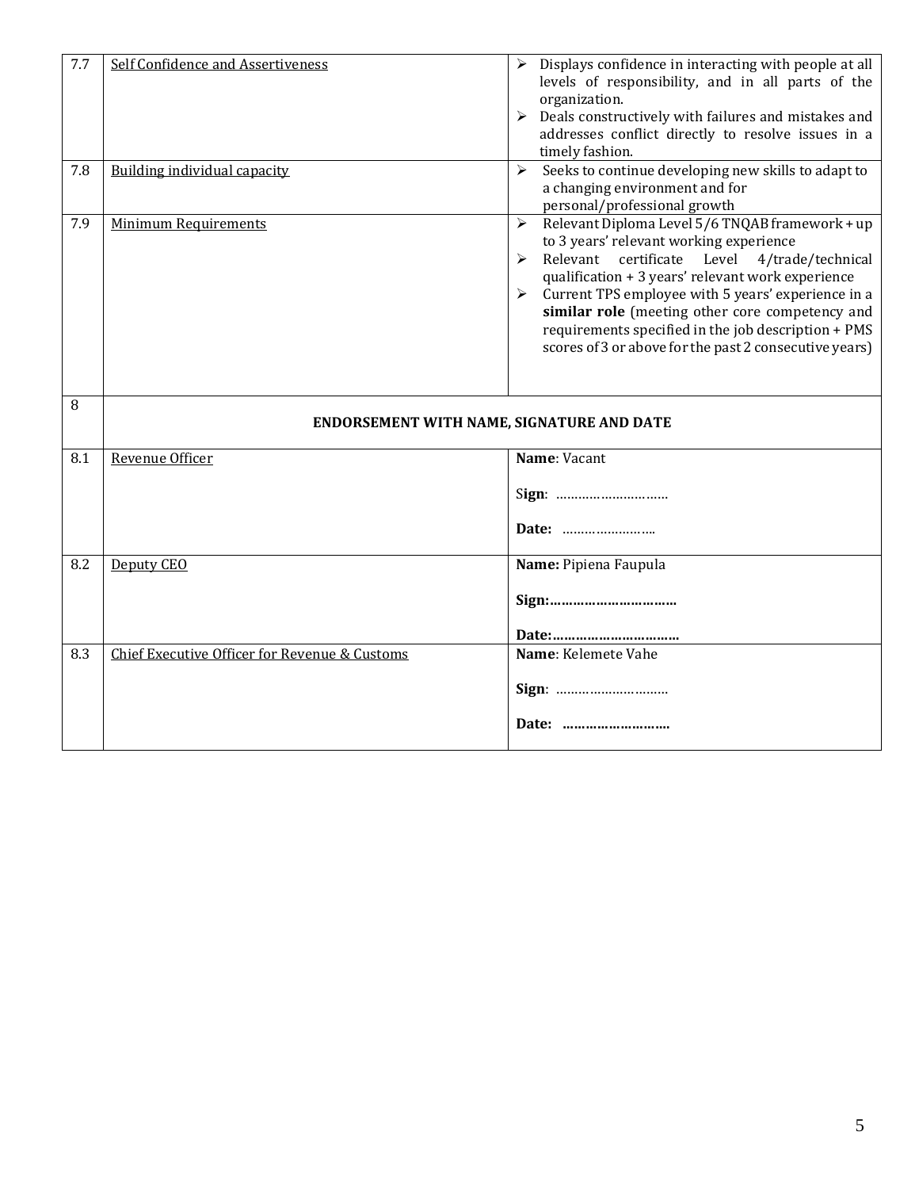| | | |
|---|---|---|
| 7.7 | Self Confidence and Assertiveness | ➢ Displays confidence in interacting with people at all levels of responsibility, and in all parts of the organization.<br>➢ Deals constructively with failures and mistakes and addresses conflict directly to resolve issues in a timely fashion. |
| 7.8 | Building individual capacity | ➢ Seeks to continue developing new skills to adapt to a changing environment and for personal/professional growth |
| 7.9 | Minimum Requirements | ➢ Relevant Diploma Level 5/6 TNQAB framework + up to 3 years' relevant working experience<br>➢ Relevant certificate Level 4/trade/technical qualification + 3 years' relevant work experience<br>➢ Current TPS employee with 5 years' experience in a **similar role** (meeting other core competency and requirements specified in the job description + PMS scores of 3 or above for the past 2 consecutive years) |
| 8 | **ENDORSEMENT WITH NAME, SIGNATURE AND DATE** | |
| 8.1 | Revenue Officer | **Name**: Vacant<br><br>**Sign**: …………………………<br><br>**Date:** ……………………. |
| 8.2 | Deputy CEO | **Name:** Pipiena Faupula<br><br>**Sign:……………………………**<br><br>**Date:……………………………** |
| 8.3 | Chief Executive Officer for Revenue & Customs | **Name**: Kelemete Vahe<br><br>**Sign**: …………………………<br><br>**Date: ………………………** |